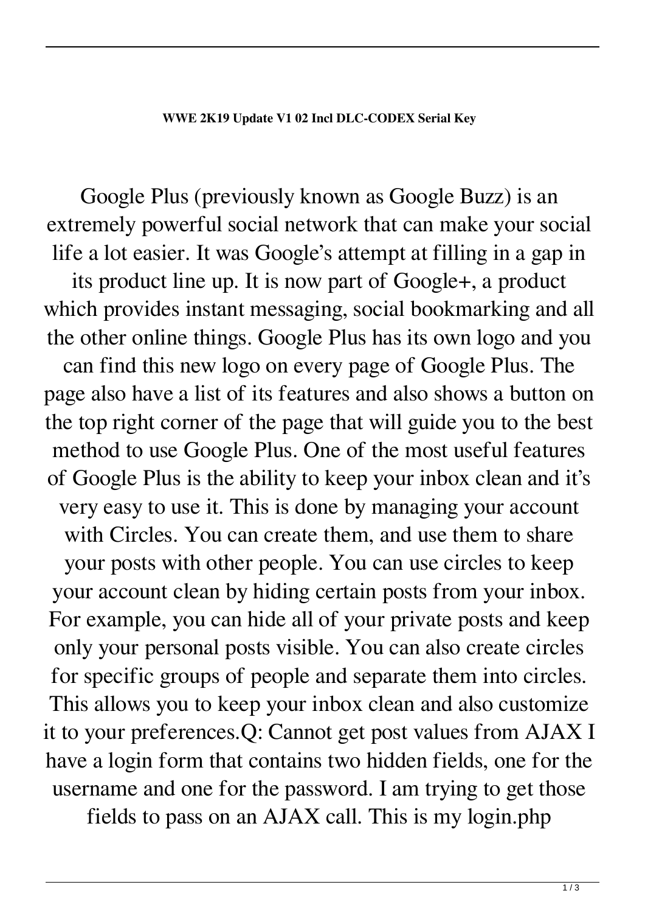**WWE 2K19 Update V1 02 Incl DLC-CODEX Serial Key**

Google Plus (previously known as Google Buzz) is an extremely powerful social network that can make your social life a lot easier. It was Google's attempt at filling in a gap in its product line up. It is now part of Google+, a product which provides instant messaging, social bookmarking and all the other online things. Google Plus has its own logo and you can find this new logo on every page of Google Plus. The page also have a list of its features and also shows a button on the top right corner of the page that will guide you to the best method to use Google Plus. One of the most useful features of Google Plus is the ability to keep your inbox clean and it's very easy to use it. This is done by managing your account with Circles. You can create them, and use them to share your posts with other people. You can use circles to keep your account clean by hiding certain posts from your inbox. For example, you can hide all of your private posts and keep only your personal posts visible. You can also create circles for specific groups of people and separate them into circles. This allows you to keep your inbox clean and also customize it to your preferences.Q: Cannot get post values from AJAX I have a login form that contains two hidden fields, one for the username and one for the password. I am trying to get those fields to pass on an AJAX call. This is my login.php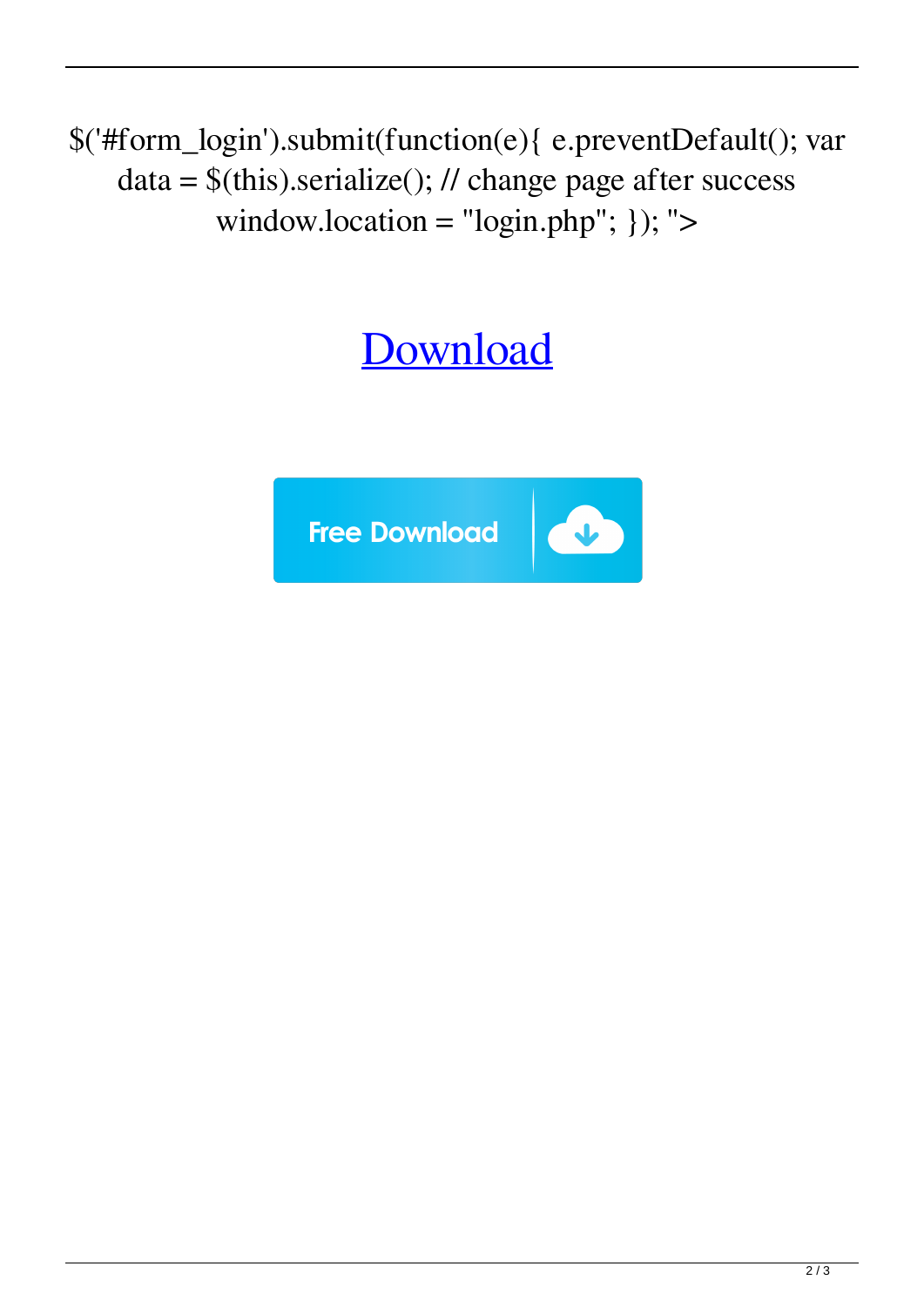$('#form_login').submit(function(e){ e.preventDefault(); var data = $(this).serialize(); // change page after success window.location = "login.php"; }); ">

Download

Free Download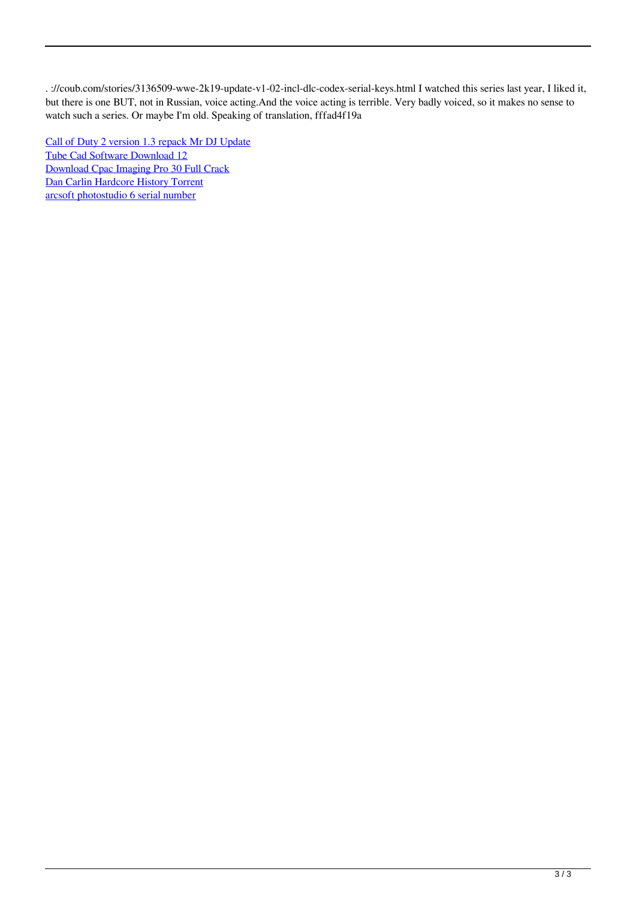. ://coub.com/stories/3136509-wwe-2k19-update-v1-02-incl-dlc-codex-serial-keys.html I watched this series last year, I liked it, but there is one BUT, not in Russian, voice acting.And the voice acting is terrible. Very badly voiced, so it makes no sense to watch such a series. Or maybe I'm old. Speaking of translation, fffad4f19a

Call of Duty 2 version 1.3 repack Mr DJ Update
Tube Cad Software Download 12
Download Cpac Imaging Pro 30 Full Crack
Dan Carlin Hardcore History Torrent
arcsoft photostudio 6 serial number